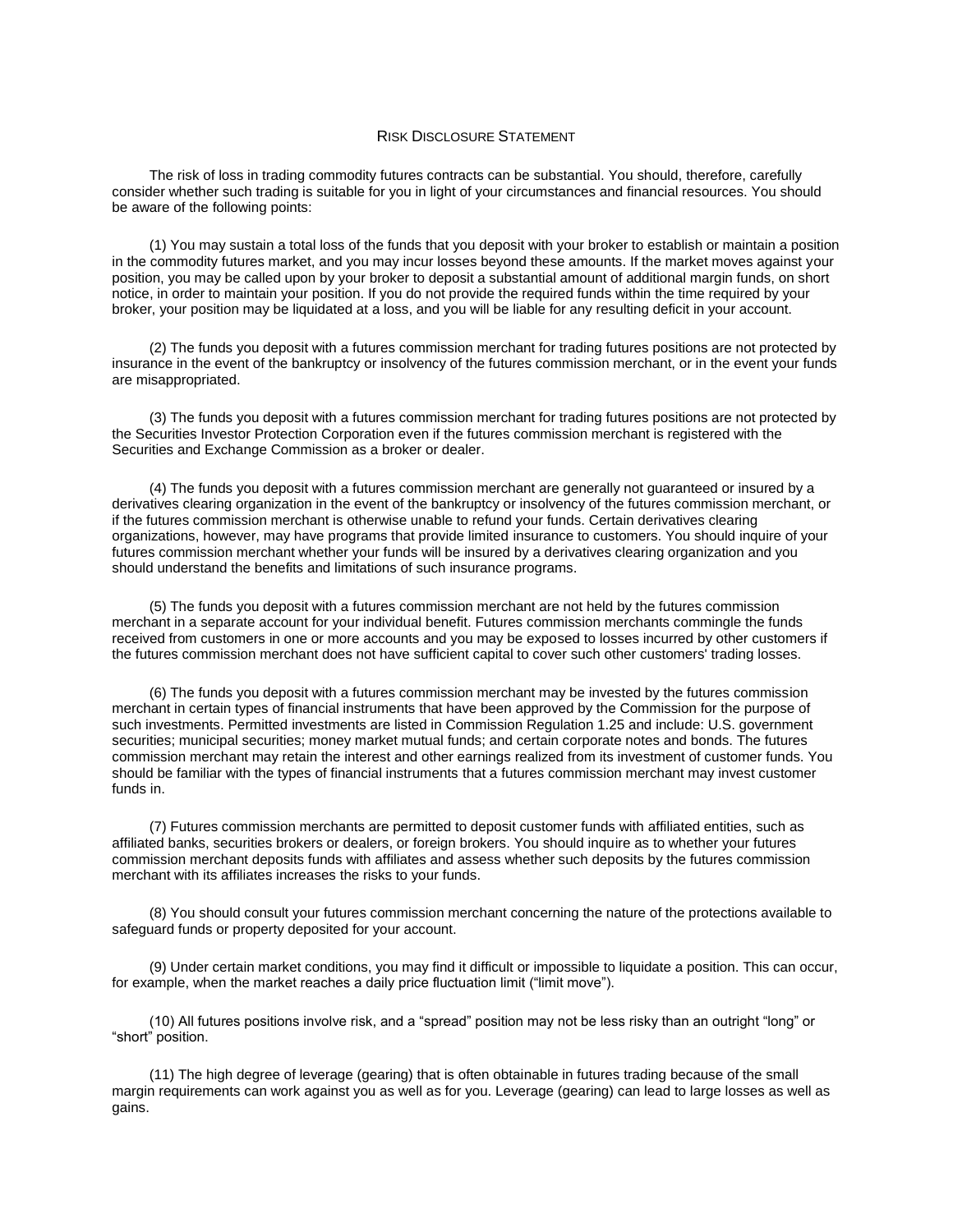# Risk Disclosure Statement

The risk of loss in trading commodity futures contracts can be substantial. You should, therefore, carefully consider whether such trading is suitable for you in light of your circumstances and financial resources. You should be aware of the following points:

(1) You may sustain a total loss of the funds that you deposit with your broker to establish or maintain a position in the commodity futures market, and you may incur losses beyond these amounts. If the market moves against your position, you may be called upon by your broker to deposit a substantial amount of additional margin funds, on short notice, in order to maintain your position. If you do not provide the required funds within the time required by your broker, your position may be liquidated at a loss, and you will be liable for any resulting deficit in your account.

(2) The funds you deposit with a futures commission merchant for trading futures positions are not protected by insurance in the event of the bankruptcy or insolvency of the futures commission merchant, or in the event your funds are misappropriated.

(3) The funds you deposit with a futures commission merchant for trading futures positions are not protected by the Securities Investor Protection Corporation even if the futures commission merchant is registered with the Securities and Exchange Commission as a broker or dealer.

(4) The funds you deposit with a futures commission merchant are generally not guaranteed or insured by a derivatives clearing organization in the event of the bankruptcy or insolvency of the futures commission merchant, or if the futures commission merchant is otherwise unable to refund your funds. Certain derivatives clearing organizations, however, may have programs that provide limited insurance to customers. You should inquire of your futures commission merchant whether your funds will be insured by a derivatives clearing organization and you should understand the benefits and limitations of such insurance programs.

(5) The funds you deposit with a futures commission merchant are not held by the futures commission merchant in a separate account for your individual benefit. Futures commission merchants commingle the funds received from customers in one or more accounts and you may be exposed to losses incurred by other customers if the futures commission merchant does not have sufficient capital to cover such other customers' trading losses.

(6) The funds you deposit with a futures commission merchant may be invested by the futures commission merchant in certain types of financial instruments that have been approved by the Commission for the purpose of such investments. Permitted investments are listed in Commission Regulation 1.25 and include: U.S. government securities; municipal securities; money market mutual funds; and certain corporate notes and bonds. The futures commission merchant may retain the interest and other earnings realized from its investment of customer funds. You should be familiar with the types of financial instruments that a futures commission merchant may invest customer funds in.

(7) Futures commission merchants are permitted to deposit customer funds with affiliated entities, such as affiliated banks, securities brokers or dealers, or foreign brokers. You should inquire as to whether your futures commission merchant deposits funds with affiliates and assess whether such deposits by the futures commission merchant with its affiliates increases the risks to your funds.

(8) You should consult your futures commission merchant concerning the nature of the protections available to safeguard funds or property deposited for your account.

(9) Under certain market conditions, you may find it difficult or impossible to liquidate a position. This can occur, for example, when the market reaches a daily price fluctuation limit ("limit move").

(10) All futures positions involve risk, and a "spread" position may not be less risky than an outright "long" or "short" position.

(11) The high degree of leverage (gearing) that is often obtainable in futures trading because of the small margin requirements can work against you as well as for you. Leverage (gearing) can lead to large losses as well as gains.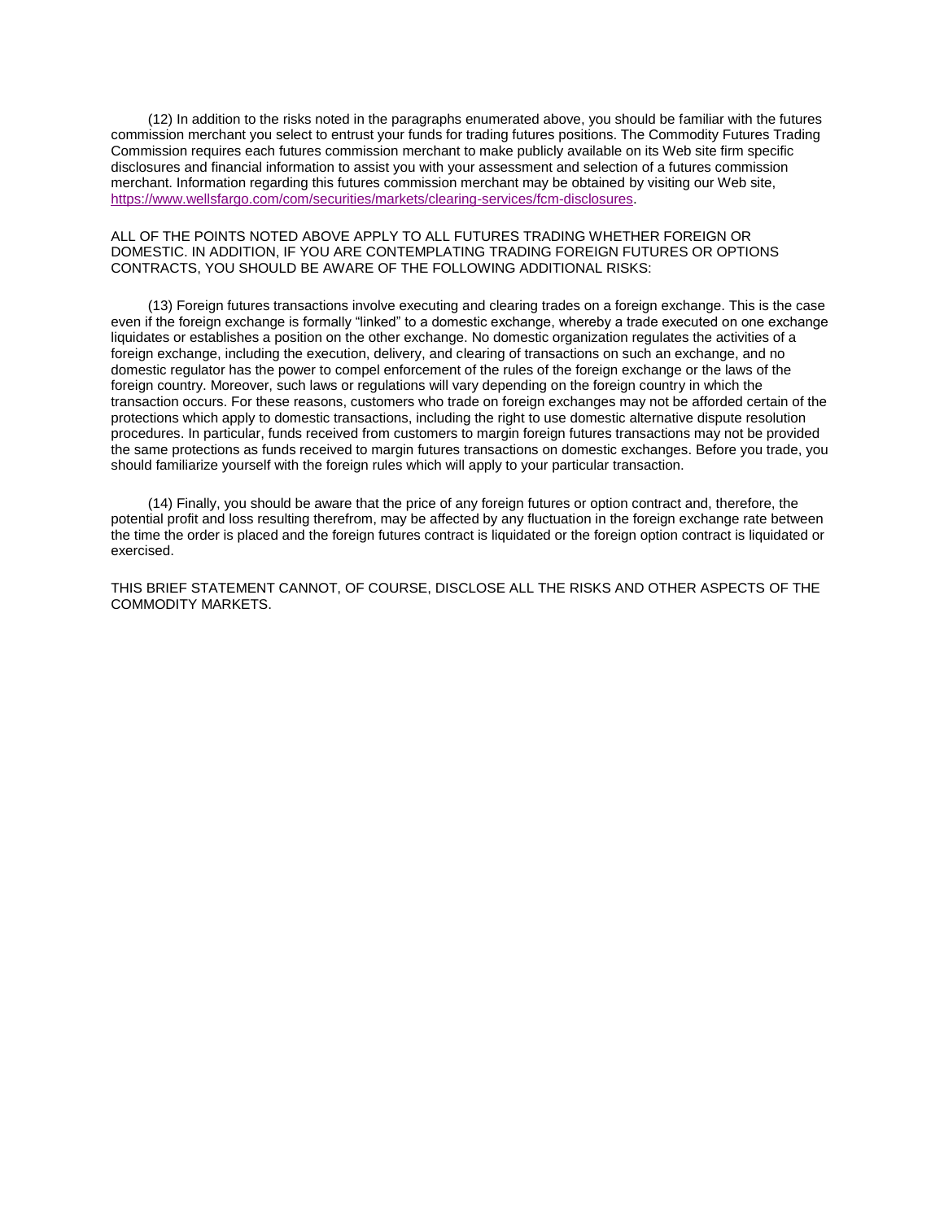(12) In addition to the risks noted in the paragraphs enumerated above, you should be familiar with the futures commission merchant you select to entrust your funds for trading futures positions. The Commodity Futures Trading Commission requires each futures commission merchant to make publicly available on its Web site firm specific disclosures and financial information to assist you with your assessment and selection of a futures commission merchant. Information regarding this futures commission merchant may be obtained by visiting our Web site, [https://www.wellsfargo.com/com/securities/markets/clearing-services/fcm-disclosures](https://www.wellsfargo.com/com/securities/markets/clearing-services/fcm-disclosures).

ALL OF THE POINTS NOTED ABOVE APPLY TO ALL FUTURES TRADING WHETHER FOREIGN OR DOMESTIC. IN ADDITION, IF YOU ARE CONTEMPLATING TRADING FOREIGN FUTURES OR OPTIONS CONTRACTS, YOU SHOULD BE AWARE OF THE FOLLOWING ADDITIONAL RISKS:

(13) Foreign futures transactions involve executing and clearing trades on a foreign exchange. This is the case even if the foreign exchange is formally "linked" to a domestic exchange, whereby a trade executed on one exchange liquidates or establishes a position on the other exchange. No domestic organization regulates the activities of a foreign exchange, including the execution, delivery, and clearing of transactions on such an exchange, and no domestic regulator has the power to compel enforcement of the rules of the foreign exchange or the laws of the foreign country. Moreover, such laws or regulations will vary depending on the foreign country in which the transaction occurs. For these reasons, customers who trade on foreign exchanges may not be afforded certain of the protections which apply to domestic transactions, including the right to use domestic alternative dispute resolution procedures. In particular, funds received from customers to margin foreign futures transactions may not be provided the same protections as funds received to margin futures transactions on domestic exchanges. Before you trade, you should familiarize yourself with the foreign rules which will apply to your particular transaction.

(14) Finally, you should be aware that the price of any foreign futures or option contract and, therefore, the potential profit and loss resulting therefrom, may be affected by any fluctuation in the foreign exchange rate between the time the order is placed and the foreign futures contract is liquidated or the foreign option contract is liquidated or exercised.

THIS BRIEF STATEMENT CANNOT, OF COURSE, DISCLOSE ALL THE RISKS AND OTHER ASPECTS OF THE COMMODITY MARKETS.